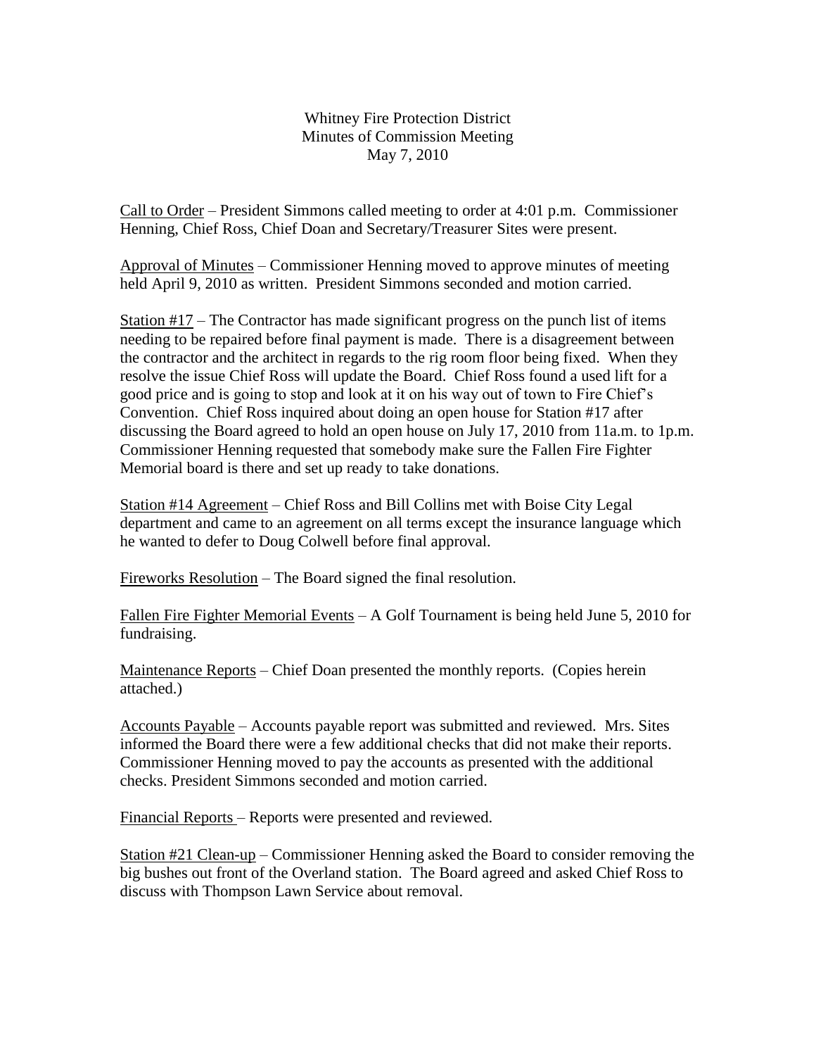Whitney Fire Protection District
Minutes of Commission Meeting
May 7, 2010

Call to Order – President Simmons called meeting to order at 4:01 p.m. Commissioner Henning, Chief Ross, Chief Doan and Secretary/Treasurer Sites were present.

Approval of Minutes – Commissioner Henning moved to approve minutes of meeting held April 9, 2010 as written. President Simmons seconded and motion carried.

Station #17 – The Contractor has made significant progress on the punch list of items needing to be repaired before final payment is made. There is a disagreement between the contractor and the architect in regards to the rig room floor being fixed. When they resolve the issue Chief Ross will update the Board. Chief Ross found a used lift for a good price and is going to stop and look at it on his way out of town to Fire Chief's Convention. Chief Ross inquired about doing an open house for Station #17 after discussing the Board agreed to hold an open house on July 17, 2010 from 11a.m. to 1p.m. Commissioner Henning requested that somebody make sure the Fallen Fire Fighter Memorial board is there and set up ready to take donations.

Station #14 Agreement – Chief Ross and Bill Collins met with Boise City Legal department and came to an agreement on all terms except the insurance language which he wanted to defer to Doug Colwell before final approval.

Fireworks Resolution – The Board signed the final resolution.

Fallen Fire Fighter Memorial Events – A Golf Tournament is being held June 5, 2010 for fundraising.

Maintenance Reports – Chief Doan presented the monthly reports. (Copies herein attached.)

Accounts Payable – Accounts payable report was submitted and reviewed. Mrs. Sites informed the Board there were a few additional checks that did not make their reports. Commissioner Henning moved to pay the accounts as presented with the additional checks. President Simmons seconded and motion carried.

Financial Reports – Reports were presented and reviewed.

Station #21 Clean-up – Commissioner Henning asked the Board to consider removing the big bushes out front of the Overland station. The Board agreed and asked Chief Ross to discuss with Thompson Lawn Service about removal.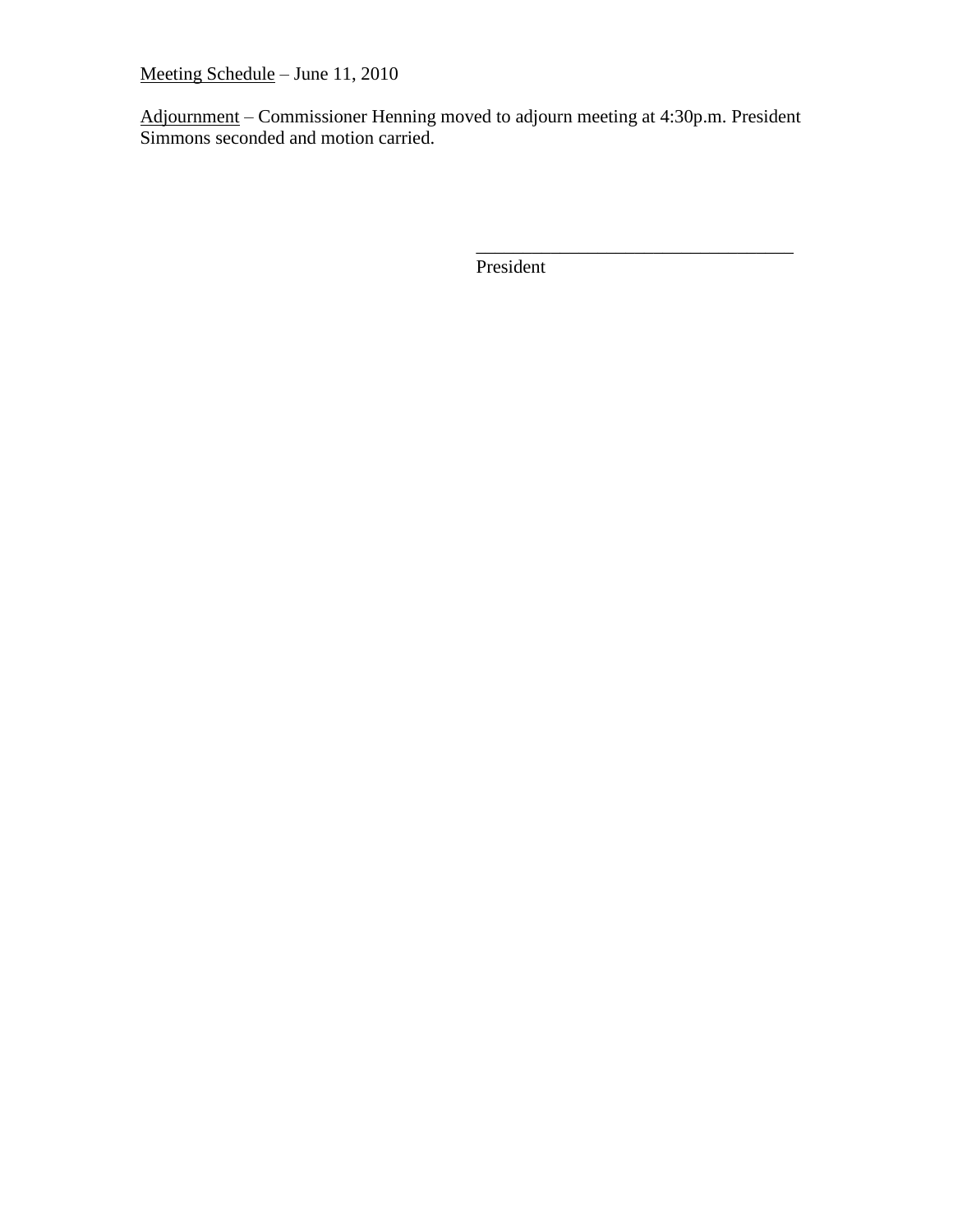Meeting Schedule – June 11, 2010

Adjournment – Commissioner Henning moved to adjourn meeting at 4:30p.m. President Simmons seconded and motion carried.

\_\_\_\_\_\_\_\_\_\_\_\_\_\_\_\_\_\_\_\_\_\_\_\_\_\_\_\_\_\_\_\_\_\_\_\_

President